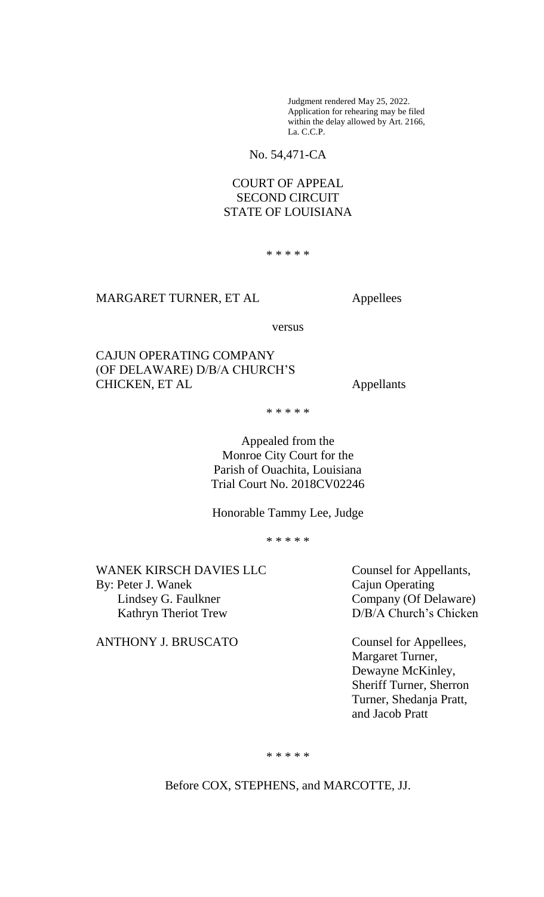Judgment rendered May 25, 2022.
Application for rehearing may be filed within the delay allowed by Art. 2166, La. C.C.P.

No. 54,471-CA

COURT OF APPEAL
SECOND CIRCUIT
STATE OF LOUISIANA

\* \* \* \* \*

MARGARET TURNER, ET AL — Appellees

versus

CAJUN OPERATING COMPANY (OF DELAWARE) D/B/A CHURCH'S CHICKEN, ET AL — Appellants

\* \* \* \* \*

Appealed from the
Monroe City Court for the
Parish of Ouachita, Louisiana
Trial Court No. 2018CV02246

Honorable Tammy Lee, Judge

\* \* \* \* \*

WANEK KIRSCH DAVIES LLC
By: Peter J. Wanek
Lindsey G. Faulkner
Kathryn Theriot Trew

Counsel for Appellants, Cajun Operating Company (Of Delaware) D/B/A Church's Chicken

ANTHONY J. BRUSCATO

Counsel for Appellees, Margaret Turner, Dewayne McKinley, Sheriff Turner, Sherron Turner, Shedanja Pratt, and Jacob Pratt

\* \* \* \* \*

Before COX, STEPHENS, and MARCOTTE, JJ.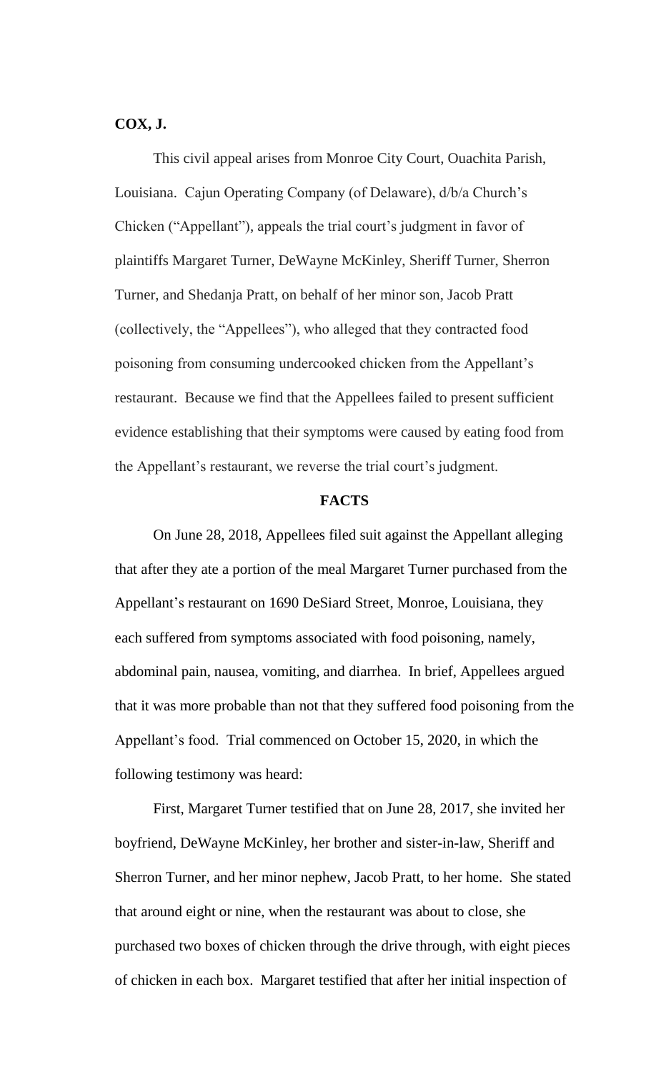**COX, J.**

This civil appeal arises from Monroe City Court, Ouachita Parish, Louisiana. Cajun Operating Company (of Delaware), d/b/a Church's Chicken ("Appellant"), appeals the trial court's judgment in favor of plaintiffs Margaret Turner, DeWayne McKinley, Sheriff Turner, Sherron Turner, and Shedanja Pratt, on behalf of her minor son, Jacob Pratt (collectively, the "Appellees"), who alleged that they contracted food poisoning from consuming undercooked chicken from the Appellant's restaurant. Because we find that the Appellees failed to present sufficient evidence establishing that their symptoms were caused by eating food from the Appellant's restaurant, we reverse the trial court's judgment.

## FACTS

On June 28, 2018, Appellees filed suit against the Appellant alleging that after they ate a portion of the meal Margaret Turner purchased from the Appellant's restaurant on 1690 DeSiard Street, Monroe, Louisiana, they each suffered from symptoms associated with food poisoning, namely, abdominal pain, nausea, vomiting, and diarrhea. In brief, Appellees argued that it was more probable than not that they suffered food poisoning from the Appellant's food. Trial commenced on October 15, 2020, in which the following testimony was heard:

First, Margaret Turner testified that on June 28, 2017, she invited her boyfriend, DeWayne McKinley, her brother and sister-in-law, Sheriff and Sherron Turner, and her minor nephew, Jacob Pratt, to her home. She stated that around eight or nine, when the restaurant was about to close, she purchased two boxes of chicken through the drive through, with eight pieces of chicken in each box. Margaret testified that after her initial inspection of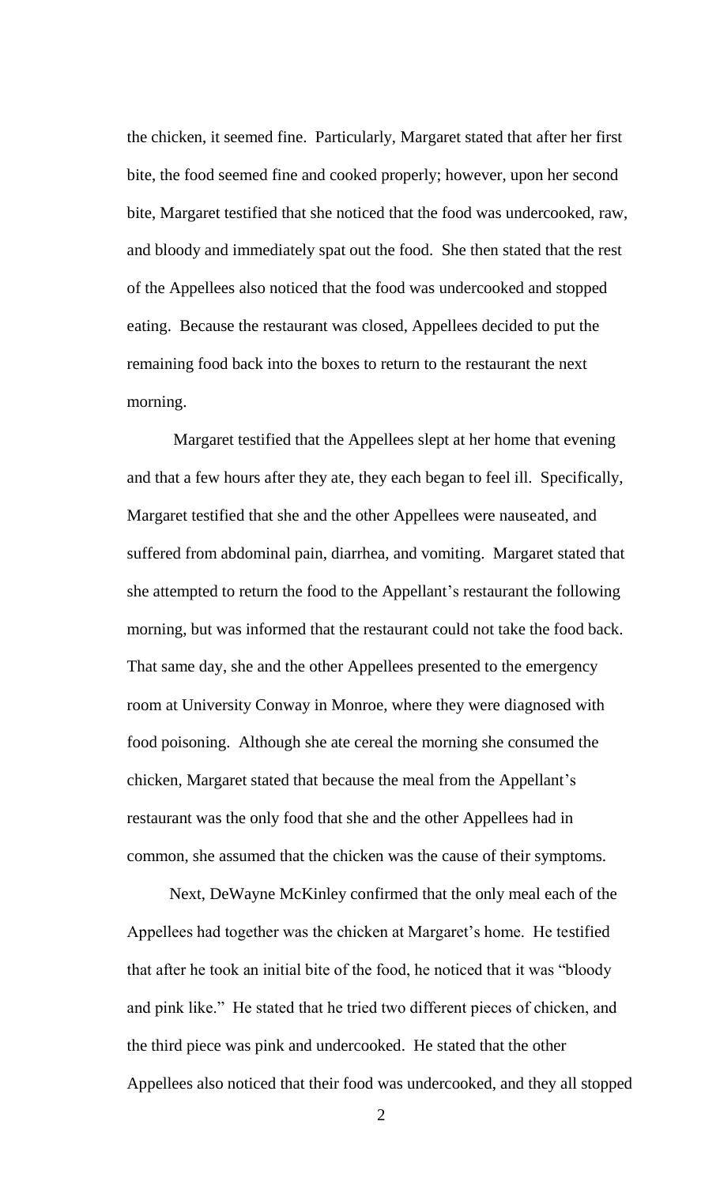the chicken, it seemed fine. Particularly, Margaret stated that after her first bite, the food seemed fine and cooked properly; however, upon her second bite, Margaret testified that she noticed that the food was undercooked, raw, and bloody and immediately spat out the food. She then stated that the rest of the Appellees also noticed that the food was undercooked and stopped eating. Because the restaurant was closed, Appellees decided to put the remaining food back into the boxes to return to the restaurant the next morning.

Margaret testified that the Appellees slept at her home that evening and that a few hours after they ate, they each began to feel ill. Specifically, Margaret testified that she and the other Appellees were nauseated, and suffered from abdominal pain, diarrhea, and vomiting. Margaret stated that she attempted to return the food to the Appellant's restaurant the following morning, but was informed that the restaurant could not take the food back. That same day, she and the other Appellees presented to the emergency room at University Conway in Monroe, where they were diagnosed with food poisoning. Although she ate cereal the morning she consumed the chicken, Margaret stated that because the meal from the Appellant's restaurant was the only food that she and the other Appellees had in common, she assumed that the chicken was the cause of their symptoms.

Next, DeWayne McKinley confirmed that the only meal each of the Appellees had together was the chicken at Margaret's home. He testified that after he took an initial bite of the food, he noticed that it was "bloody and pink like." He stated that he tried two different pieces of chicken, and the third piece was pink and undercooked. He stated that the other Appellees also noticed that their food was undercooked, and they all stopped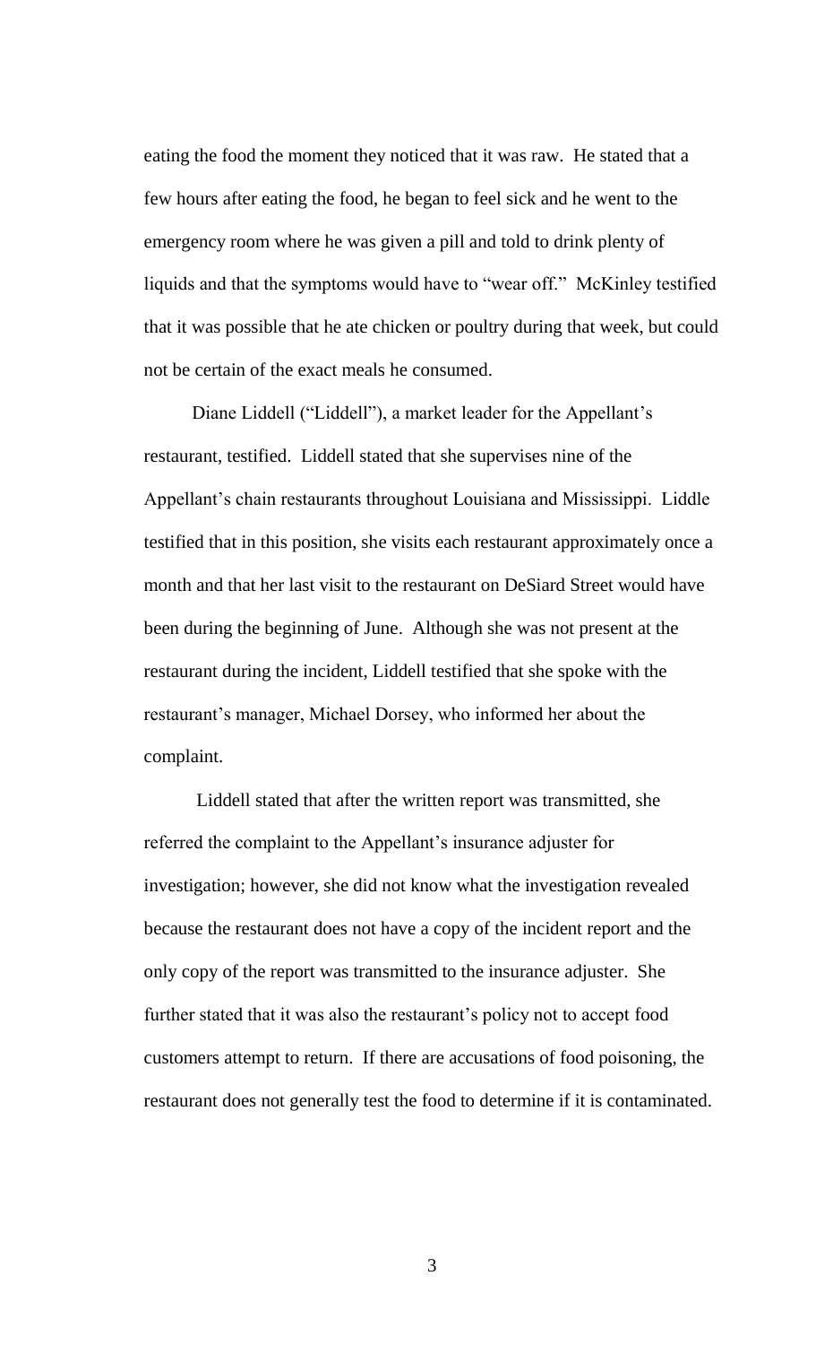eating the food the moment they noticed that it was raw. He stated that a few hours after eating the food, he began to feel sick and he went to the emergency room where he was given a pill and told to drink plenty of liquids and that the symptoms would have to "wear off." McKinley testified that it was possible that he ate chicken or poultry during that week, but could not be certain of the exact meals he consumed.

Diane Liddell ("Liddell"), a market leader for the Appellant's restaurant, testified. Liddell stated that she supervises nine of the Appellant's chain restaurants throughout Louisiana and Mississippi. Liddle testified that in this position, she visits each restaurant approximately once a month and that her last visit to the restaurant on DeSiard Street would have been during the beginning of June. Although she was not present at the restaurant during the incident, Liddell testified that she spoke with the restaurant's manager, Michael Dorsey, who informed her about the complaint.

Liddell stated that after the written report was transmitted, she referred the complaint to the Appellant's insurance adjuster for investigation; however, she did not know what the investigation revealed because the restaurant does not have a copy of the incident report and the only copy of the report was transmitted to the insurance adjuster. She further stated that it was also the restaurant's policy not to accept food customers attempt to return. If there are accusations of food poisoning, the restaurant does not generally test the food to determine if it is contaminated.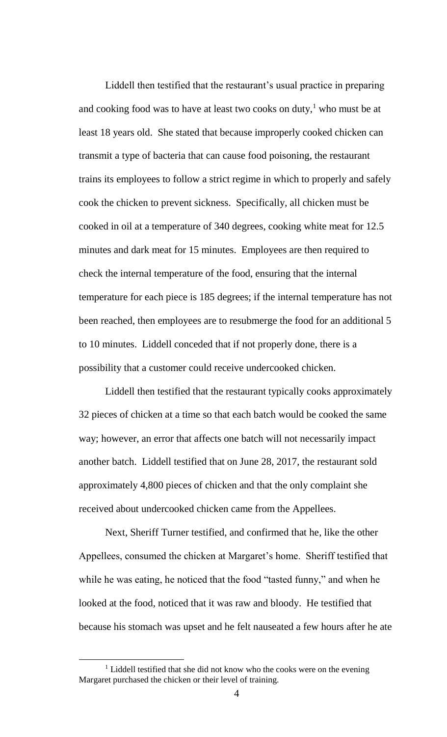Liddell then testified that the restaurant's usual practice in preparing and cooking food was to have at least two cooks on duty,[1] who must be at least 18 years old. She stated that because improperly cooked chicken can transmit a type of bacteria that can cause food poisoning, the restaurant trains its employees to follow a strict regime in which to properly and safely cook the chicken to prevent sickness. Specifically, all chicken must be cooked in oil at a temperature of 340 degrees, cooking white meat for 12.5 minutes and dark meat for 15 minutes. Employees are then required to check the internal temperature of the food, ensuring that the internal temperature for each piece is 185 degrees; if the internal temperature has not been reached, then employees are to resubmerge the food for an additional 5 to 10 minutes. Liddell conceded that if not properly done, there is a possibility that a customer could receive undercooked chicken.

Liddell then testified that the restaurant typically cooks approximately 32 pieces of chicken at a time so that each batch would be cooked the same way; however, an error that affects one batch will not necessarily impact another batch. Liddell testified that on June 28, 2017, the restaurant sold approximately 4,800 pieces of chicken and that the only complaint she received about undercooked chicken came from the Appellees.

Next, Sheriff Turner testified, and confirmed that he, like the other Appellees, consumed the chicken at Margaret's home. Sheriff testified that while he was eating, he noticed that the food "tasted funny," and when he looked at the food, noticed that it was raw and bloody. He testified that because his stomach was upset and he felt nauseated a few hours after he ate

[1] Liddell testified that she did not know who the cooks were on the evening Margaret purchased the chicken or their level of training.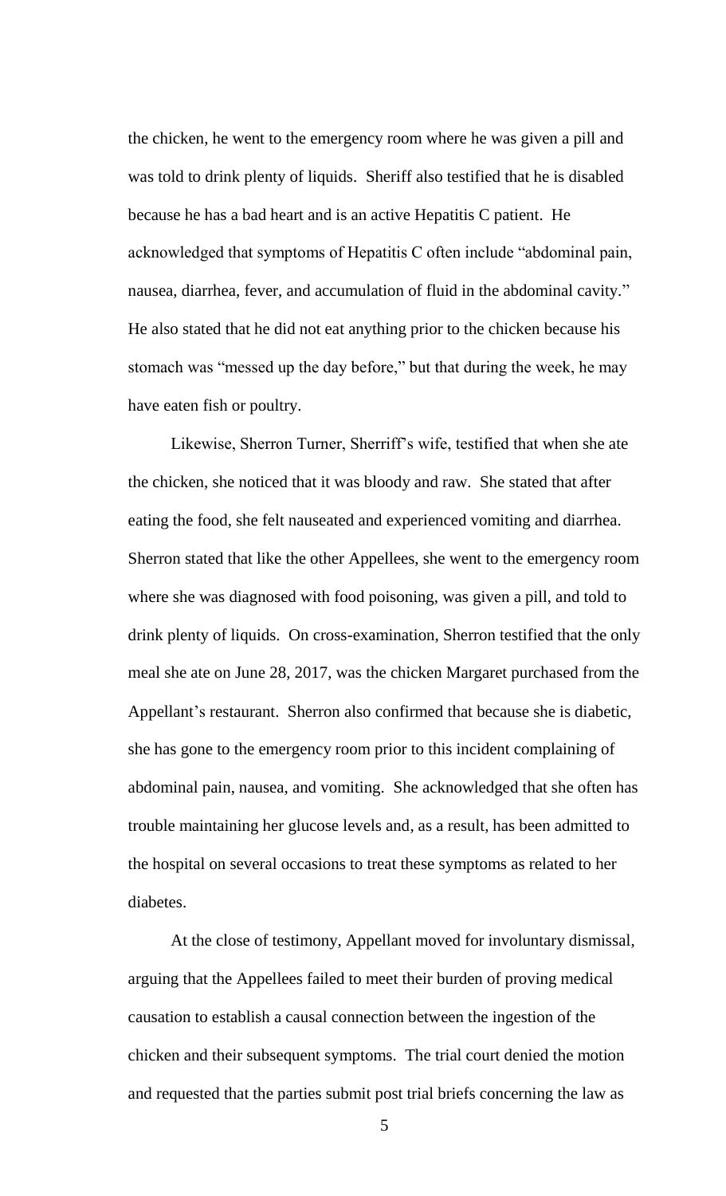the chicken, he went to the emergency room where he was given a pill and was told to drink plenty of liquids. Sheriff also testified that he is disabled because he has a bad heart and is an active Hepatitis C patient. He acknowledged that symptoms of Hepatitis C often include "abdominal pain, nausea, diarrhea, fever, and accumulation of fluid in the abdominal cavity." He also stated that he did not eat anything prior to the chicken because his stomach was "messed up the day before," but that during the week, he may have eaten fish or poultry.

Likewise, Sherron Turner, Sherriff's wife, testified that when she ate the chicken, she noticed that it was bloody and raw. She stated that after eating the food, she felt nauseated and experienced vomiting and diarrhea. Sherron stated that like the other Appellees, she went to the emergency room where she was diagnosed with food poisoning, was given a pill, and told to drink plenty of liquids. On cross-examination, Sherron testified that the only meal she ate on June 28, 2017, was the chicken Margaret purchased from the Appellant's restaurant. Sherron also confirmed that because she is diabetic, she has gone to the emergency room prior to this incident complaining of abdominal pain, nausea, and vomiting. She acknowledged that she often has trouble maintaining her glucose levels and, as a result, has been admitted to the hospital on several occasions to treat these symptoms as related to her diabetes.

At the close of testimony, Appellant moved for involuntary dismissal, arguing that the Appellees failed to meet their burden of proving medical causation to establish a causal connection between the ingestion of the chicken and their subsequent symptoms. The trial court denied the motion and requested that the parties submit post trial briefs concerning the law as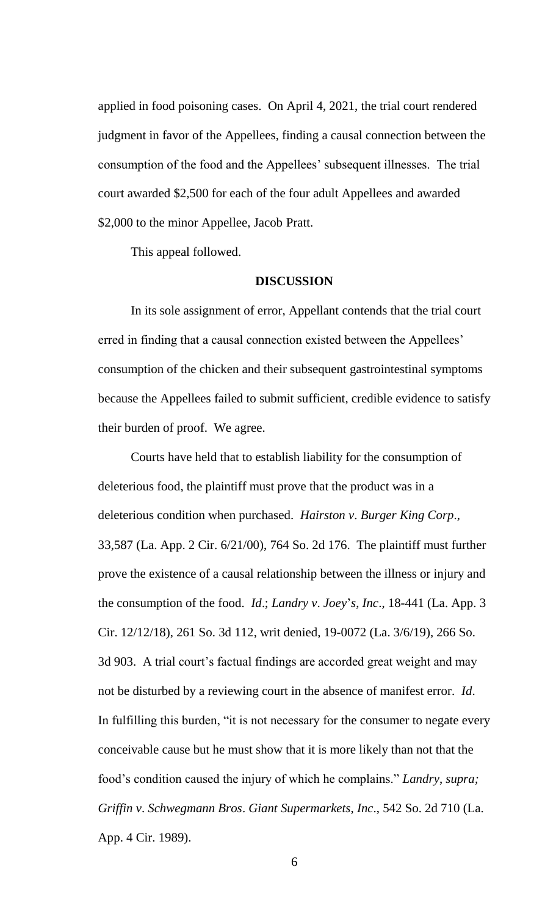applied in food poisoning cases. On April 4, 2021, the trial court rendered judgment in favor of the Appellees, finding a causal connection between the consumption of the food and the Appellees' subsequent illnesses. The trial court awarded $2,500 for each of the four adult Appellees and awarded $2,000 to the minor Appellee, Jacob Pratt.

This appeal followed.

**DISCUSSION**

In its sole assignment of error, Appellant contends that the trial court erred in finding that a causal connection existed between the Appellees' consumption of the chicken and their subsequent gastrointestinal symptoms because the Appellees failed to submit sufficient, credible evidence to satisfy their burden of proof. We agree.

Courts have held that to establish liability for the consumption of deleterious food, the plaintiff must prove that the product was in a deleterious condition when purchased. *Hairston v. Burger King Corp.*, 33,587 (La. App. 2 Cir. 6/21/00), 764 So. 2d 176. The plaintiff must further prove the existence of a causal relationship between the illness or injury and the consumption of the food. *Id*.; *Landry v. Joey's, Inc*., 18-441 (La. App. 3 Cir. 12/12/18), 261 So. 3d 112, writ denied, 19-0072 (La. 3/6/19), 266 So. 3d 903. A trial court's factual findings are accorded great weight and may not be disturbed by a reviewing court in the absence of manifest error. *Id*. In fulfilling this burden, "it is not necessary for the consumer to negate every conceivable cause but he must show that it is more likely than not that the food's condition caused the injury of which he complains." *Landry, supra; Griffin v. Schwegmann Bros. Giant Supermarkets, Inc*., 542 So. 2d 710 (La. App. 4 Cir. 1989).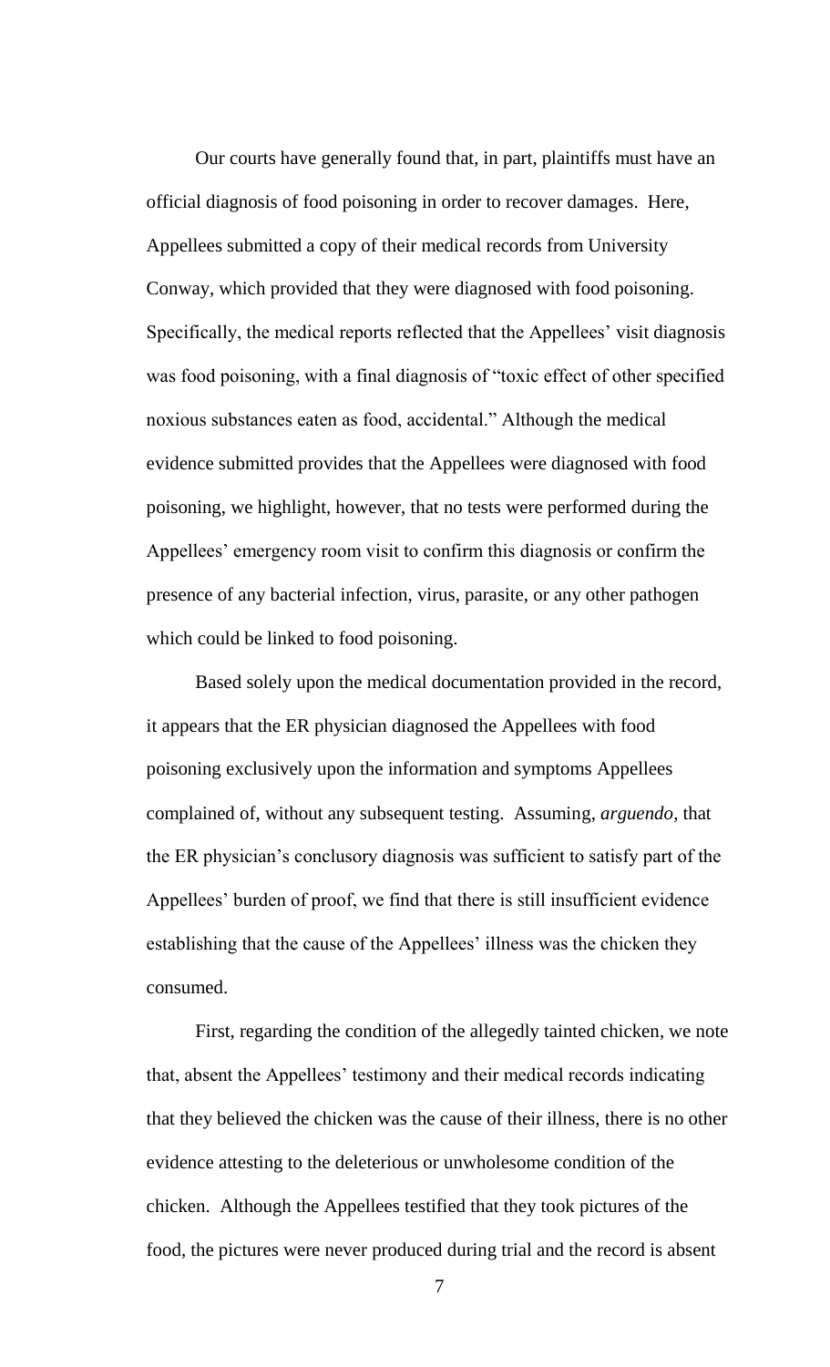Our courts have generally found that, in part, plaintiffs must have an official diagnosis of food poisoning in order to recover damages. Here, Appellees submitted a copy of their medical records from University Conway, which provided that they were diagnosed with food poisoning. Specifically, the medical reports reflected that the Appellees' visit diagnosis was food poisoning, with a final diagnosis of "toxic effect of other specified noxious substances eaten as food, accidental." Although the medical evidence submitted provides that the Appellees were diagnosed with food poisoning, we highlight, however, that no tests were performed during the Appellees' emergency room visit to confirm this diagnosis or confirm the presence of any bacterial infection, virus, parasite, or any other pathogen which could be linked to food poisoning.

Based solely upon the medical documentation provided in the record, it appears that the ER physician diagnosed the Appellees with food poisoning exclusively upon the information and symptoms Appellees complained of, without any subsequent testing. Assuming, *arguendo*, that the ER physician's conclusory diagnosis was sufficient to satisfy part of the Appellees' burden of proof, we find that there is still insufficient evidence establishing that the cause of the Appellees' illness was the chicken they consumed.

First, regarding the condition of the allegedly tainted chicken, we note that, absent the Appellees' testimony and their medical records indicating that they believed the chicken was the cause of their illness, there is no other evidence attesting to the deleterious or unwholesome condition of the chicken. Although the Appellees testified that they took pictures of the food, the pictures were never produced during trial and the record is absent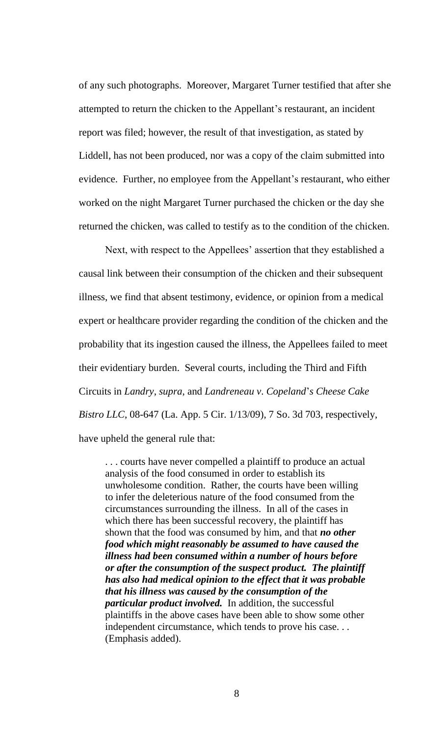of any such photographs. Moreover, Margaret Turner testified that after she attempted to return the chicken to the Appellant's restaurant, an incident report was filed; however, the result of that investigation, as stated by Liddell, has not been produced, nor was a copy of the claim submitted into evidence. Further, no employee from the Appellant's restaurant, who either worked on the night Margaret Turner purchased the chicken or the day she returned the chicken, was called to testify as to the condition of the chicken.

Next, with respect to the Appellees' assertion that they established a causal link between their consumption of the chicken and their subsequent illness, we find that absent testimony, evidence, or opinion from a medical expert or healthcare provider regarding the condition of the chicken and the probability that its ingestion caused the illness, the Appellees failed to meet their evidentiary burden. Several courts, including the Third and Fifth Circuits in *Landry*, *supra*, and *Landreneau v. Copeland's Cheese Cake Bistro LLC*, 08-647 (La. App. 5 Cir. 1/13/09), 7 So. 3d 703, respectively, have upheld the general rule that:

> . . . courts have never compelled a plaintiff to produce an actual analysis of the food consumed in order to establish its unwholesome condition. Rather, the courts have been willing to infer the deleterious nature of the food consumed from the circumstances surrounding the illness. In all of the cases in which there has been successful recovery, the plaintiff has shown that the food was consumed by him, and that ***no other food which might reasonably be assumed to have caused the illness had been consumed within a number of hours before or after the consumption of the suspect product. The plaintiff has also had medical opinion to the effect that it was probable that his illness was caused by the consumption of the particular product involved.*** In addition, the successful plaintiffs in the above cases have been able to show some other independent circumstance, which tends to prove his case. . . (Emphasis added).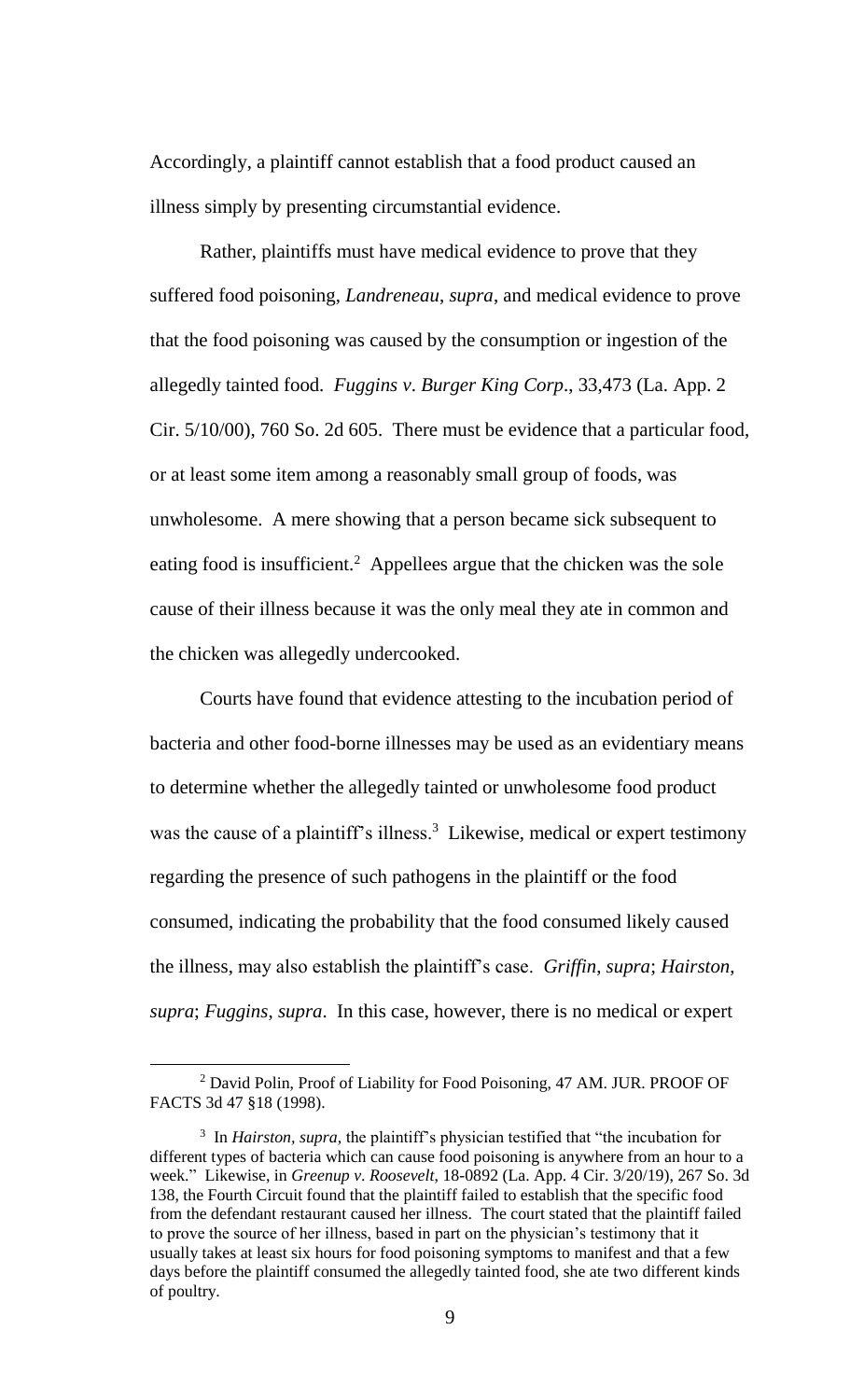Accordingly, a plaintiff cannot establish that a food product caused an illness simply by presenting circumstantial evidence.

Rather, plaintiffs must have medical evidence to prove that they suffered food poisoning, *Landreneau*, *supra*, and medical evidence to prove that the food poisoning was caused by the consumption or ingestion of the allegedly tainted food. *Fuggins v. Burger King Corp*., 33,473 (La. App. 2 Cir. 5/10/00), 760 So. 2d 605. There must be evidence that a particular food, or at least some item among a reasonably small group of foods, was unwholesome. A mere showing that a person became sick subsequent to eating food is insufficient.[2] Appellees argue that the chicken was the sole cause of their illness because it was the only meal they ate in common and the chicken was allegedly undercooked.

Courts have found that evidence attesting to the incubation period of bacteria and other food-borne illnesses may be used as an evidentiary means to determine whether the allegedly tainted or unwholesome food product was the cause of a plaintiff's illness.[3] Likewise, medical or expert testimony regarding the presence of such pathogens in the plaintiff or the food consumed, indicating the probability that the food consumed likely caused the illness, may also establish the plaintiff's case. *Griffin*, *supra*; *Hairston*, *supra*; *Fuggins*, *supra*. In this case, however, there is no medical or expert

---

[2] David Polin, Proof of Liability for Food Poisoning, 47 AM. JUR. PROOF OF FACTS 3d 47 §18 (1998).

[3] In *Hairston*, *supra*, the plaintiff's physician testified that "the incubation for different types of bacteria which can cause food poisoning is anywhere from an hour to a week." Likewise, in *Greenup v. Roosevelt*, 18-0892 (La. App. 4 Cir. 3/20/19), 267 So. 3d 138, the Fourth Circuit found that the plaintiff failed to establish that the specific food from the defendant restaurant caused her illness. The court stated that the plaintiff failed to prove the source of her illness, based in part on the physician's testimony that it usually takes at least six hours for food poisoning symptoms to manifest and that a few days before the plaintiff consumed the allegedly tainted food, she ate two different kinds of poultry.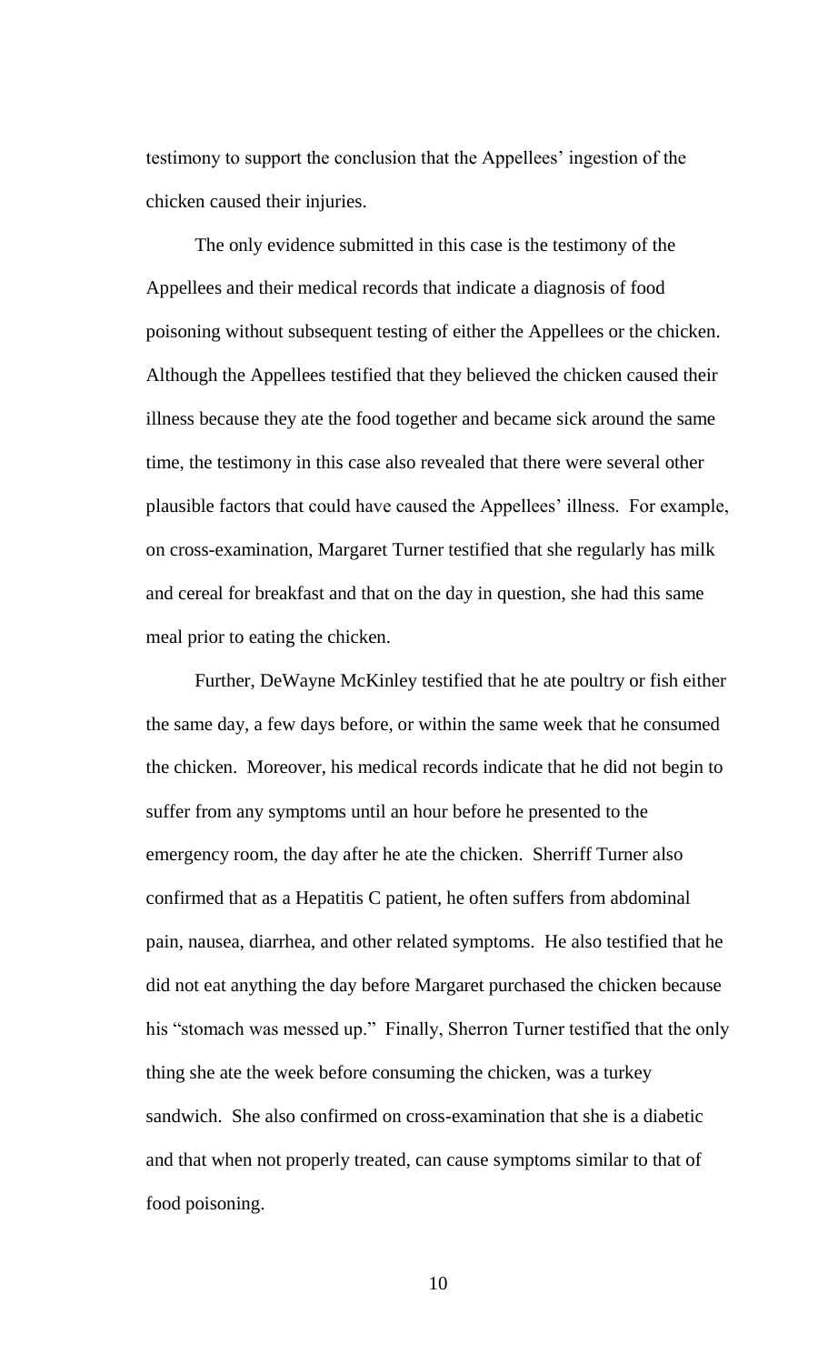testimony to support the conclusion that the Appellees' ingestion of the chicken caused their injuries.

The only evidence submitted in this case is the testimony of the Appellees and their medical records that indicate a diagnosis of food poisoning without subsequent testing of either the Appellees or the chicken. Although the Appellees testified that they believed the chicken caused their illness because they ate the food together and became sick around the same time, the testimony in this case also revealed that there were several other plausible factors that could have caused the Appellees' illness. For example, on cross-examination, Margaret Turner testified that she regularly has milk and cereal for breakfast and that on the day in question, she had this same meal prior to eating the chicken.

Further, DeWayne McKinley testified that he ate poultry or fish either the same day, a few days before, or within the same week that he consumed the chicken. Moreover, his medical records indicate that he did not begin to suffer from any symptoms until an hour before he presented to the emergency room, the day after he ate the chicken. Sherriff Turner also confirmed that as a Hepatitis C patient, he often suffers from abdominal pain, nausea, diarrhea, and other related symptoms. He also testified that he did not eat anything the day before Margaret purchased the chicken because his "stomach was messed up." Finally, Sherron Turner testified that the only thing she ate the week before consuming the chicken, was a turkey sandwich. She also confirmed on cross-examination that she is a diabetic and that when not properly treated, can cause symptoms similar to that of food poisoning.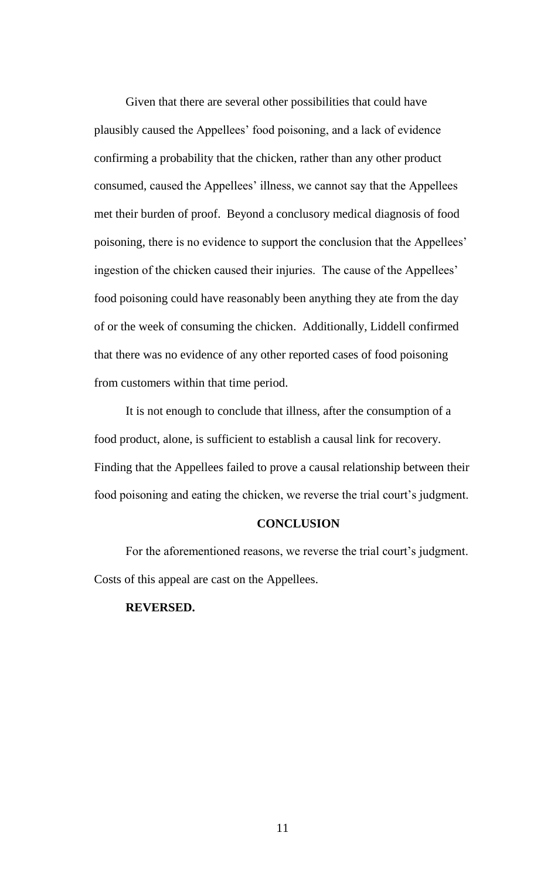Given that there are several other possibilities that could have plausibly caused the Appellees' food poisoning, and a lack of evidence confirming a probability that the chicken, rather than any other product consumed, caused the Appellees' illness, we cannot say that the Appellees met their burden of proof. Beyond a conclusory medical diagnosis of food poisoning, there is no evidence to support the conclusion that the Appellees' ingestion of the chicken caused their injuries. The cause of the Appellees' food poisoning could have reasonably been anything they ate from the day of or the week of consuming the chicken. Additionally, Liddell confirmed that there was no evidence of any other reported cases of food poisoning from customers within that time period.

It is not enough to conclude that illness, after the consumption of a food product, alone, is sufficient to establish a causal link for recovery. Finding that the Appellees failed to prove a causal relationship between their food poisoning and eating the chicken, we reverse the trial court's judgment.

## CONCLUSION

For the aforementioned reasons, we reverse the trial court's judgment. Costs of this appeal are cast on the Appellees.

**REVERSED.**